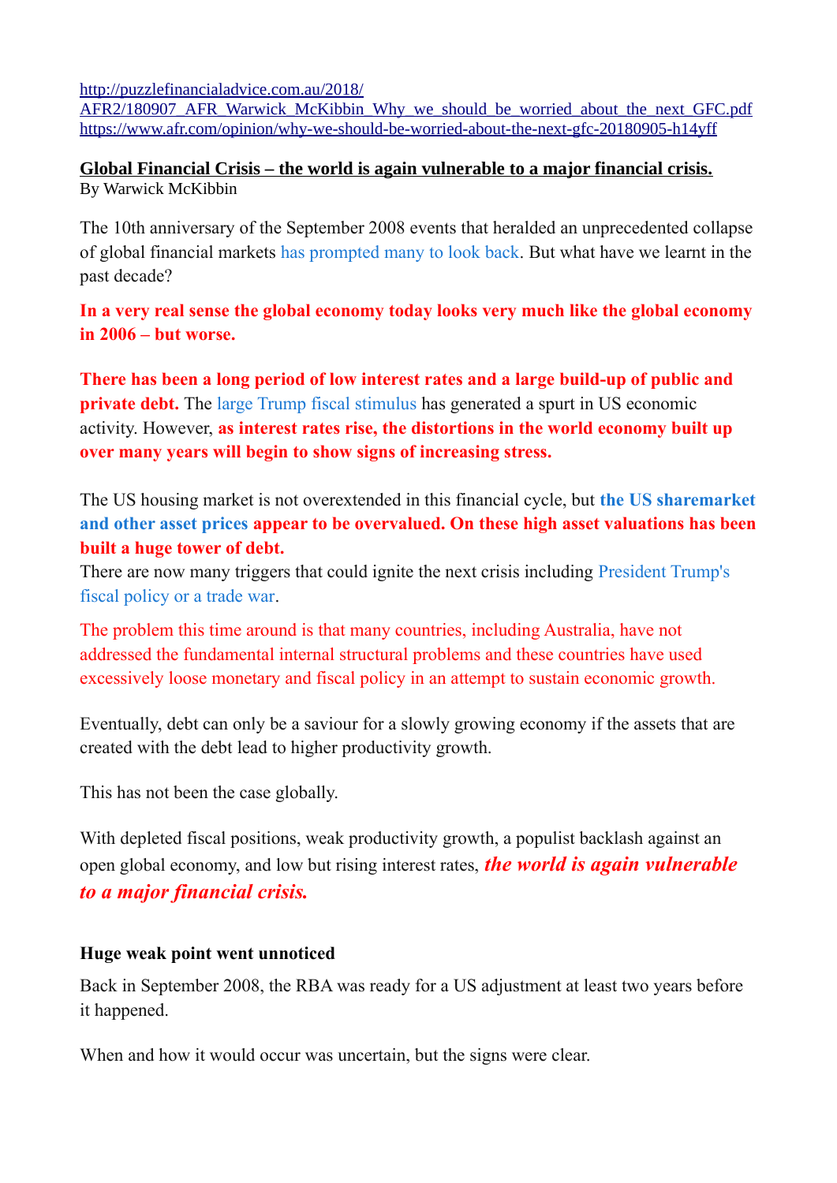http://puzzlefinancialadvice.com.au/2018/AFR2/180907_AFR_Warwick_McKibbin_Why_we_should_be_worried_about_the_next_GFC.pdf
https://www.afr.com/opinion/why-we-should-be-worried-about-the-next-gfc-20180905-h14yff

# Global Financial Crisis – the world is again vulnerable to a major financial crisis.

By Warwick McKibbin

The 10th anniversary of the September 2008 events that heralded an unprecedented collapse of global financial markets has prompted many to look back. But what have we learnt in the past decade?

**In a very real sense the global economy today looks very much like the global economy in 2006 – but worse.**

**There has been a long period of low interest rates and a large build-up of public and private debt.** The large Trump fiscal stimulus has generated a spurt in US economic activity. However, **as interest rates rise, the distortions in the world economy built up over many years will begin to show signs of increasing stress.**

The US housing market is not overextended in this financial cycle, but **the US sharemarket and other asset prices appear to be overvalued. On these high asset valuations has been built a huge tower of debt.**

There are now many triggers that could ignite the next crisis including President Trump's fiscal policy or a trade war.

The problem this time around is that many countries, including Australia, have not addressed the fundamental internal structural problems and these countries have used excessively loose monetary and fiscal policy in an attempt to sustain economic growth.

Eventually, debt can only be a saviour for a slowly growing economy if the assets that are created with the debt lead to higher productivity growth.

This has not been the case globally.

With depleted fiscal positions, weak productivity growth, a populist backlash against an open global economy, and low but rising interest rates, ***the world is again vulnerable to a major financial crisis.***

## Huge weak point went unnoticed

Back in September 2008, the RBA was ready for a US adjustment at least two years before it happened.

When and how it would occur was uncertain, but the signs were clear.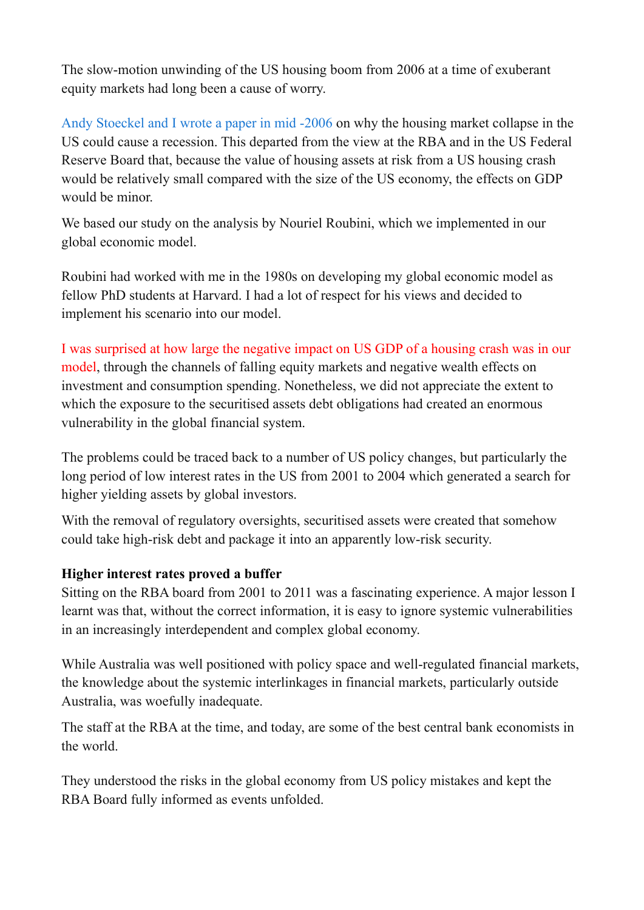The slow-motion unwinding of the US housing boom from 2006 at a time of exuberant equity markets had long been a cause of worry.

Andy Stoeckel and I wrote a paper in mid -2006 on why the housing market collapse in the US could cause a recession. This departed from the view at the RBA and in the US Federal Reserve Board that, because the value of housing assets at risk from a US housing crash would be relatively small compared with the size of the US economy, the effects on GDP would be minor.

We based our study on the analysis by Nouriel Roubini, which we implemented in our global economic model.

Roubini had worked with me in the 1980s on developing my global economic model as fellow PhD students at Harvard. I had a lot of respect for his views and decided to implement his scenario into our model.

I was surprised at how large the negative impact on US GDP of a housing crash was in our model, through the channels of falling equity markets and negative wealth effects on investment and consumption spending. Nonetheless, we did not appreciate the extent to which the exposure to the securitised assets debt obligations had created an enormous vulnerability in the global financial system.

The problems could be traced back to a number of US policy changes, but particularly the long period of low interest rates in the US from 2001 to 2004 which generated a search for higher yielding assets by global investors.

With the removal of regulatory oversights, securitised assets were created that somehow could take high-risk debt and package it into an apparently low-risk security.

**Higher interest rates proved a buffer**

Sitting on the RBA board from 2001 to 2011 was a fascinating experience. A major lesson I learnt was that, without the correct information, it is easy to ignore systemic vulnerabilities in an increasingly interdependent and complex global economy.

While Australia was well positioned with policy space and well-regulated financial markets, the knowledge about the systemic interlinkages in financial markets, particularly outside Australia, was woefully inadequate.

The staff at the RBA at the time, and today, are some of the best central bank economists in the world.

They understood the risks in the global economy from US policy mistakes and kept the RBA Board fully informed as events unfolded.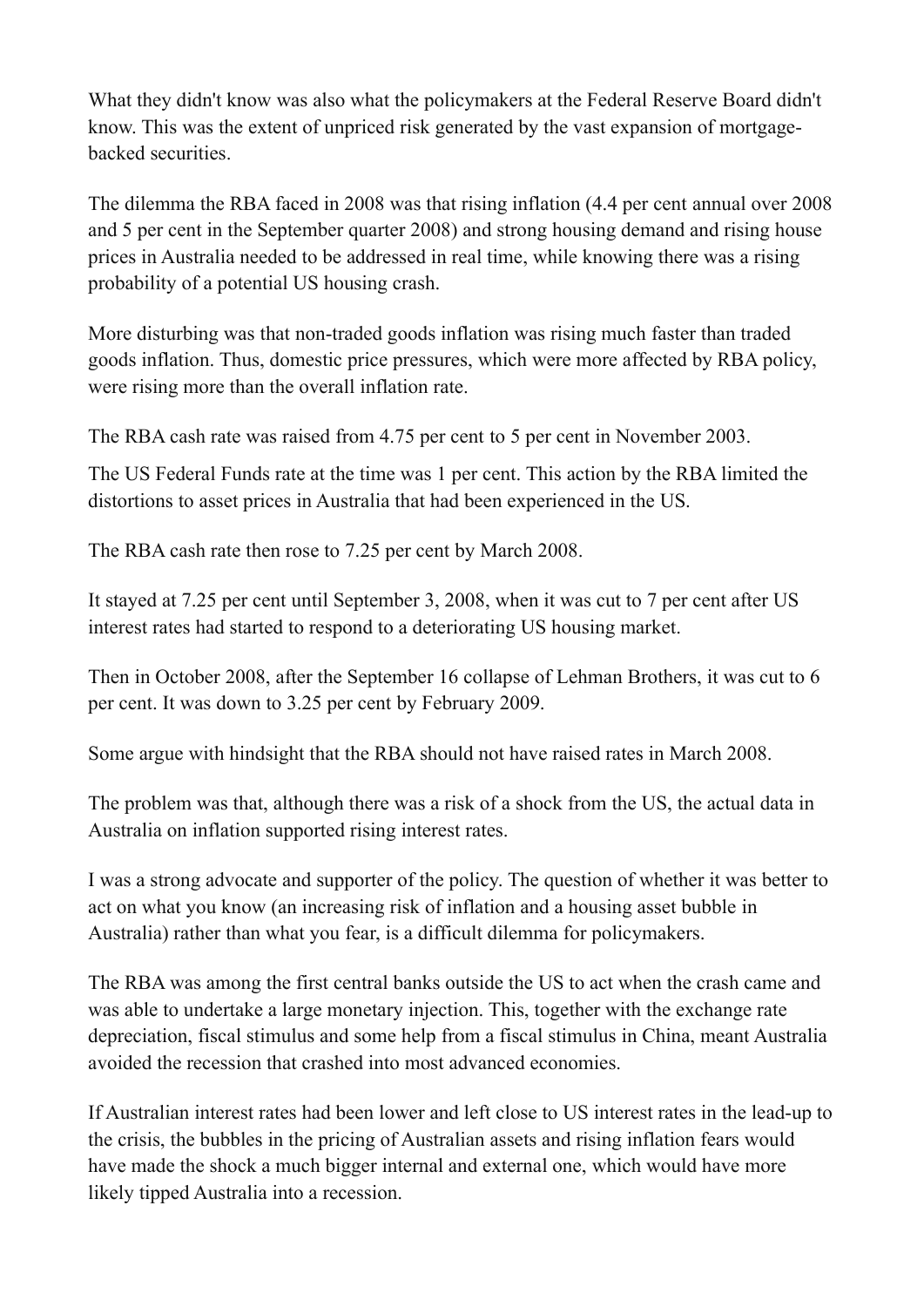What they didn't know was also what the policymakers at the Federal Reserve Board didn't know. This was the extent of unpriced risk generated by the vast expansion of mortgage-backed securities.

The dilemma the RBA faced in 2008 was that rising inflation (4.4 per cent annual over 2008 and 5 per cent in the September quarter 2008) and strong housing demand and rising house prices in Australia needed to be addressed in real time, while knowing there was a rising probability of a potential US housing crash.

More disturbing was that non-traded goods inflation was rising much faster than traded goods inflation. Thus, domestic price pressures, which were more affected by RBA policy, were rising more than the overall inflation rate.

The RBA cash rate was raised from 4.75 per cent to 5 per cent in November 2003.

The US Federal Funds rate at the time was 1 per cent. This action by the RBA limited the distortions to asset prices in Australia that had been experienced in the US.

The RBA cash rate then rose to 7.25 per cent by March 2008.

It stayed at 7.25 per cent until September 3, 2008, when it was cut to 7 per cent after US interest rates had started to respond to a deteriorating US housing market.

Then in October 2008, after the September 16 collapse of Lehman Brothers, it was cut to 6 per cent. It was down to 3.25 per cent by February 2009.

Some argue with hindsight that the RBA should not have raised rates in March 2008.

The problem was that, although there was a risk of a shock from the US, the actual data in Australia on inflation supported rising interest rates.

I was a strong advocate and supporter of the policy. The question of whether it was better to act on what you know (an increasing risk of inflation and a housing asset bubble in Australia) rather than what you fear, is a difficult dilemma for policymakers.

The RBA was among the first central banks outside the US to act when the crash came and was able to undertake a large monetary injection. This, together with the exchange rate depreciation, fiscal stimulus and some help from a fiscal stimulus in China, meant Australia avoided the recession that crashed into most advanced economies.

If Australian interest rates had been lower and left close to US interest rates in the lead-up to the crisis, the bubbles in the pricing of Australian assets and rising inflation fears would have made the shock a much bigger internal and external one, which would have more likely tipped Australia into a recession.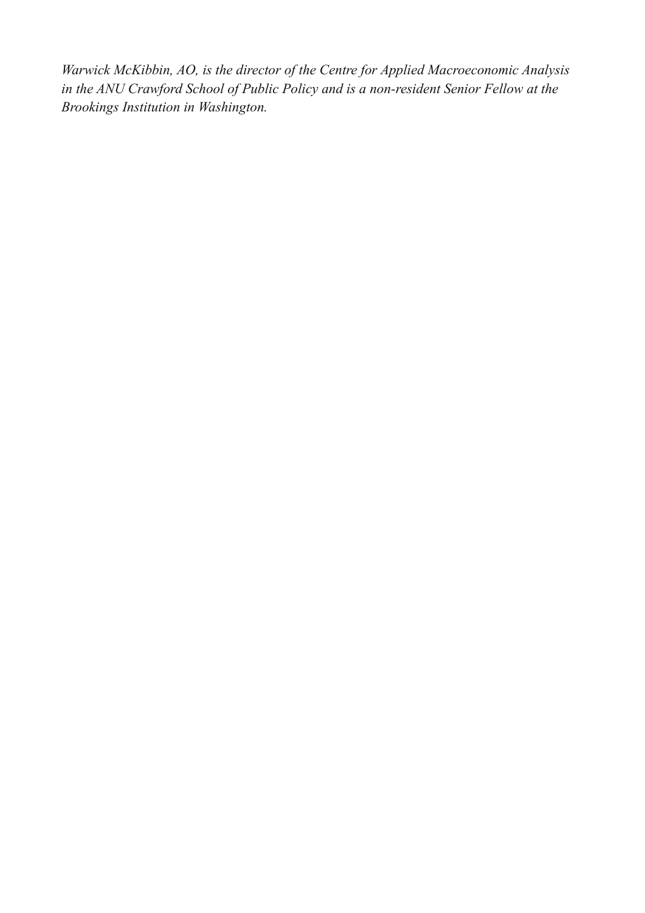*Warwick McKibbin, AO, is the director of the Centre for Applied Macroeconomic Analysis in the ANU Crawford School of Public Policy and is a non-resident Senior Fellow at the Brookings Institution in Washington.*